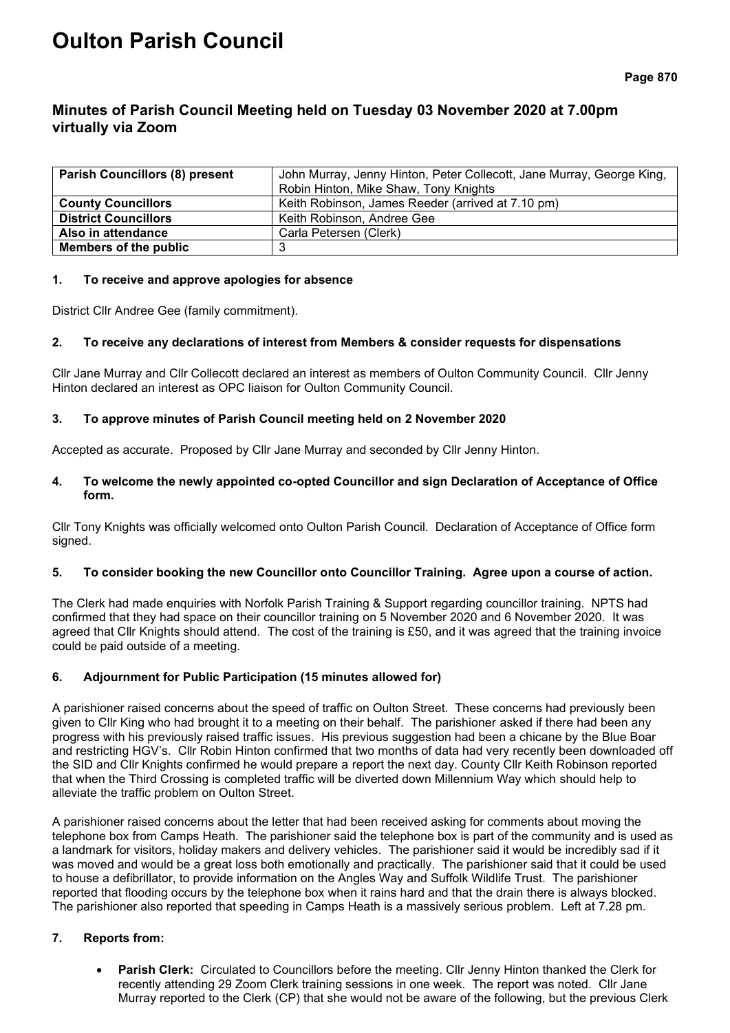# Oulton Parish Council

## Minutes of Parish Council Meeting held on Tuesday 03 November 2020 at 7.00pm virtually via Zoom

| **Parish Councillors (8) present** | John Murray, Jenny Hinton, Peter Collecott, Jane Murray, George King, Robin Hinton, Mike Shaw, Tony Knights |
|---|---|
| **County Councillors** | Keith Robinson, James Reeder (arrived at 7.10 pm) |
| **District Councillors** | Keith Robinson, Andree Gee |
| **Also in attendance** | Carla Petersen (Clerk) |
| **Members of the public** | 3 |

### 1. To receive and approve apologies for absence

District Cllr Andree Gee (family commitment).

### 2. To receive any declarations of interest from Members & consider requests for dispensations

Cllr Jane Murray and Cllr Collecott declared an interest as members of Oulton Community Council. Cllr Jenny Hinton declared an interest as OPC liaison for Oulton Community Council.

### 3. To approve minutes of Parish Council meeting held on 2 November 2020

Accepted as accurate. Proposed by Cllr Jane Murray and seconded by Cllr Jenny Hinton.

### 4. To welcome the newly appointed co-opted Councillor and sign Declaration of Acceptance of Office form.

Cllr Tony Knights was officially welcomed onto Oulton Parish Council. Declaration of Acceptance of Office form signed.

### 5. To consider booking the new Councillor onto Councillor Training. Agree upon a course of action.

The Clerk had made enquiries with Norfolk Parish Training & Support regarding councillor training. NPTS had confirmed that they had space on their councillor training on 5 November 2020 and 6 November 2020. It was agreed that Cllr Knights should attend. The cost of the training is £50, and it was agreed that the training invoice could be paid outside of a meeting.

### 6. Adjournment for Public Participation (15 minutes allowed for)

A parishioner raised concerns about the speed of traffic on Oulton Street. These concerns had previously been given to Cllr King who had brought it to a meeting on their behalf. The parishioner asked if there had been any progress with his previously raised traffic issues. His previous suggestion had been a chicane by the Blue Boar and restricting HGV's. Cllr Robin Hinton confirmed that two months of data had very recently been downloaded off the SID and Cllr Knights confirmed he would prepare a report the next day. County Cllr Keith Robinson reported that when the Third Crossing is completed traffic will be diverted down Millennium Way which should help to alleviate the traffic problem on Oulton Street.

A parishioner raised concerns about the letter that had been received asking for comments about moving the telephone box from Camps Heath. The parishioner said the telephone box is part of the community and is used as a landmark for visitors, holiday makers and delivery vehicles. The parishioner said it would be incredibly sad if it was moved and would be a great loss both emotionally and practically. The parishioner said that it could be used to house a defibrillator, to provide information on the Angles Way and Suffolk Wildlife Trust. The parishioner reported that flooding occurs by the telephone box when it rains hard and that the drain there is always blocked. The parishioner also reported that speeding in Camps Heath is a massively serious problem. Left at 7.28 pm.

### 7. Reports from:

- **Parish Clerk:** Circulated to Councillors before the meeting. Cllr Jenny Hinton thanked the Clerk for recently attending 29 Zoom Clerk training sessions in one week. The report was noted. Cllr Jane Murray reported to the Clerk (CP) that she would not be aware of the following, but the previous Clerk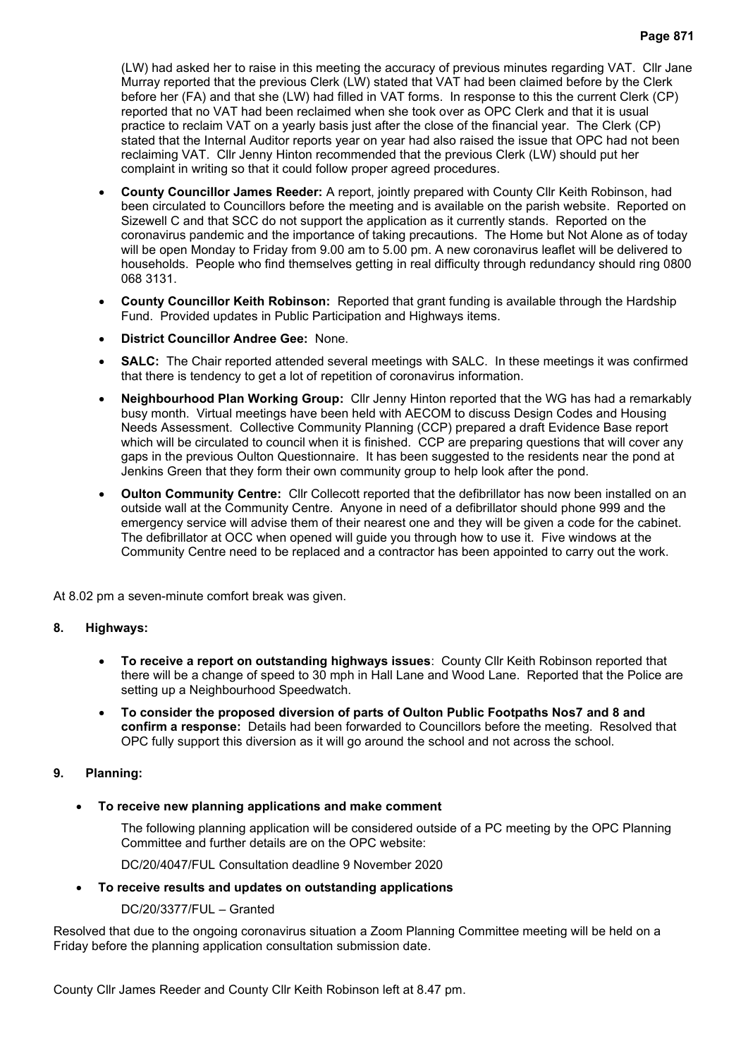(LW) had asked her to raise in this meeting the accuracy of previous minutes regarding VAT. Cllr Jane Murray reported that the previous Clerk (LW) stated that VAT had been claimed before by the Clerk before her (FA) and that she (LW) had filled in VAT forms. In response to this the current Clerk (CP) reported that no VAT had been reclaimed when she took over as OPC Clerk and that it is usual practice to reclaim VAT on a yearly basis just after the close of the financial year. The Clerk (CP) stated that the Internal Auditor reports year on year had also raised the issue that OPC had not been reclaiming VAT. Cllr Jenny Hinton recommended that the previous Clerk (LW) should put her complaint in writing so that it could follow proper agreed procedures.

- **County Councillor James Reeder:** A report, jointly prepared with County Cllr Keith Robinson, had been circulated to Councillors before the meeting and is available on the parish website. Reported on Sizewell C and that SCC do not support the application as it currently stands. Reported on the coronavirus pandemic and the importance of taking precautions. The Home but Not Alone as of today will be open Monday to Friday from 9.00 am to 5.00 pm. A new coronavirus leaflet will be delivered to households. People who find themselves getting in real difficulty through redundancy should ring 0800 068 3131.
- **County Councillor Keith Robinson:** Reported that grant funding is available through the Hardship Fund. Provided updates in Public Participation and Highways items.
- **District Councillor Andree Gee:** None.
- **SALC:** The Chair reported attended several meetings with SALC. In these meetings it was confirmed that there is tendency to get a lot of repetition of coronavirus information.
- **Neighbourhood Plan Working Group:** Cllr Jenny Hinton reported that the WG has had a remarkably busy month. Virtual meetings have been held with AECOM to discuss Design Codes and Housing Needs Assessment. Collective Community Planning (CCP) prepared a draft Evidence Base report which will be circulated to council when it is finished. CCP are preparing questions that will cover any gaps in the previous Oulton Questionnaire. It has been suggested to the residents near the pond at Jenkins Green that they form their own community group to help look after the pond.
- **Oulton Community Centre:** Cllr Collecott reported that the defibrillator has now been installed on an outside wall at the Community Centre. Anyone in need of a defibrillator should phone 999 and the emergency service will advise them of their nearest one and they will be given a code for the cabinet. The defibrillator at OCC when opened will guide you through how to use it. Five windows at the Community Centre need to be replaced and a contractor has been appointed to carry out the work.

At 8.02 pm a seven-minute comfort break was given.

**8. Highways:**

- **To receive a report on outstanding highways issues**: County Cllr Keith Robinson reported that there will be a change of speed to 30 mph in Hall Lane and Wood Lane. Reported that the Police are setting up a Neighbourhood Speedwatch.
- **To consider the proposed diversion of parts of Oulton Public Footpaths Nos7 and 8 and confirm a response:** Details had been forwarded to Councillors before the meeting. Resolved that OPC fully support this diversion as it will go around the school and not across the school.

**9. Planning:**

- **To receive new planning applications and make comment**

  The following planning application will be considered outside of a PC meeting by the OPC Planning Committee and further details are on the OPC website:

  DC/20/4047/FUL Consultation deadline 9 November 2020

- **To receive results and updates on outstanding applications**

  DC/20/3377/FUL – Granted

Resolved that due to the ongoing coronavirus situation a Zoom Planning Committee meeting will be held on a Friday before the planning application consultation submission date.

County Cllr James Reeder and County Cllr Keith Robinson left at 8.47 pm.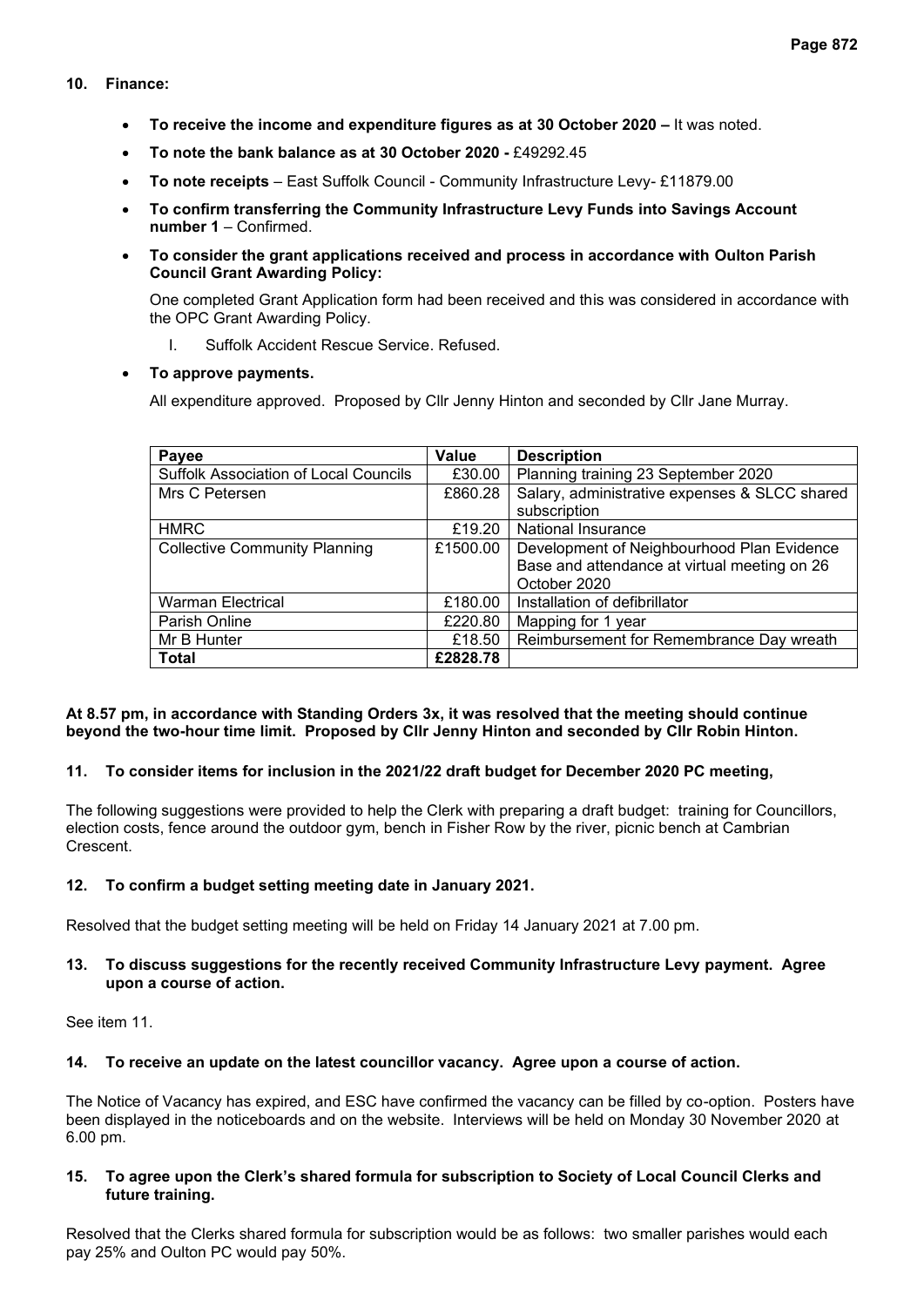**10. Finance:**

- **To receive the income and expenditure figures as at 30 October 2020 –** It was noted.
- **To note the bank balance as at 30 October 2020 -** £49292.45
- **To note receipts** – East Suffolk Council - Community Infrastructure Levy- £11879.00
- **To confirm transferring the Community Infrastructure Levy Funds into Savings Account number 1** – Confirmed.
- **To consider the grant applications received and process in accordance with Oulton Parish Council Grant Awarding Policy:**

  One completed Grant Application form had been received and this was considered in accordance with the OPC Grant Awarding Policy.

  I. Suffolk Accident Rescue Service. Refused.

- **To approve payments.**

  All expenditure approved. Proposed by Cllr Jenny Hinton and seconded by Cllr Jane Murray.

| Payee | Value | Description |
|---|---|---|
| Suffolk Association of Local Councils | £30.00 | Planning training 23 September 2020 |
| Mrs C Petersen | £860.28 | Salary, administrative expenses & SLCC shared subscription |
| HMRC | £19.20 | National Insurance |
| Collective Community Planning | £1500.00 | Development of Neighbourhood Plan Evidence Base and attendance at virtual meeting on 26 October 2020 |
| Warman Electrical | £180.00 | Installation of defibrillator |
| Parish Online | £220.80 | Mapping for 1 year |
| Mr B Hunter | £18.50 | Reimbursement for Remembrance Day wreath |
| **Total** | **£2828.78** | |

**At 8.57 pm, in accordance with Standing Orders 3x, it was resolved that the meeting should continue beyond the two-hour time limit. Proposed by Cllr Jenny Hinton and seconded by Cllr Robin Hinton.**

**11. To consider items for inclusion in the 2021/22 draft budget for December 2020 PC meeting,**

The following suggestions were provided to help the Clerk with preparing a draft budget: training for Councillors, election costs, fence around the outdoor gym, bench in Fisher Row by the river, picnic bench at Cambrian Crescent.

**12. To confirm a budget setting meeting date in January 2021.**

Resolved that the budget setting meeting will be held on Friday 14 January 2021 at 7.00 pm.

**13. To discuss suggestions for the recently received Community Infrastructure Levy payment. Agree upon a course of action.**

See item 11.

**14. To receive an update on the latest councillor vacancy. Agree upon a course of action.**

The Notice of Vacancy has expired, and ESC have confirmed the vacancy can be filled by co-option. Posters have been displayed in the noticeboards and on the website. Interviews will be held on Monday 30 November 2020 at 6.00 pm.

**15. To agree upon the Clerk's shared formula for subscription to Society of Local Council Clerks and future training.**

Resolved that the Clerks shared formula for subscription would be as follows: two smaller parishes would each pay 25% and Oulton PC would pay 50%.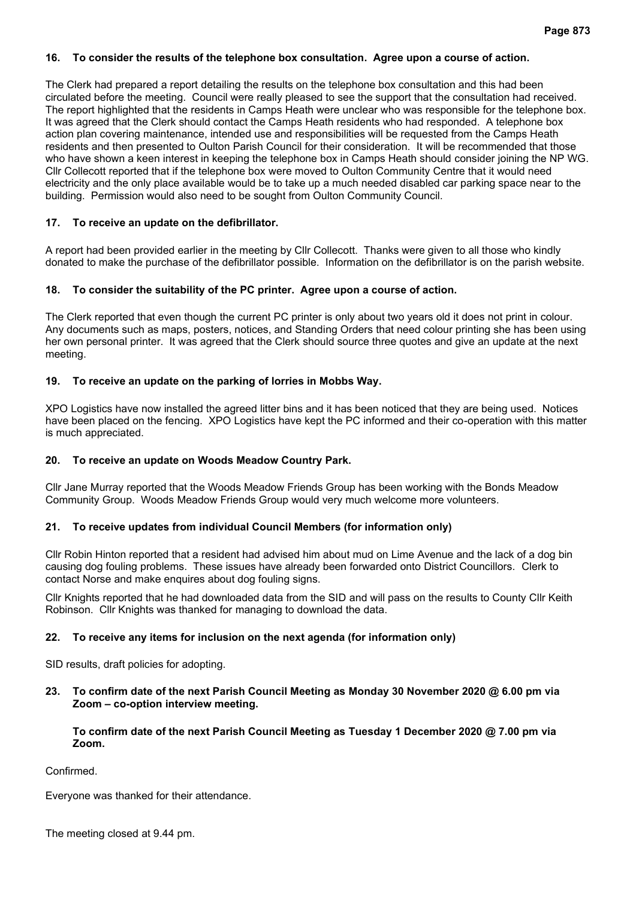### 16. To consider the results of the telephone box consultation. Agree upon a course of action.

The Clerk had prepared a report detailing the results on the telephone box consultation and this had been circulated before the meeting. Council were really pleased to see the support that the consultation had received. The report highlighted that the residents in Camps Heath were unclear who was responsible for the telephone box. It was agreed that the Clerk should contact the Camps Heath residents who had responded. A telephone box action plan covering maintenance, intended use and responsibilities will be requested from the Camps Heath residents and then presented to Oulton Parish Council for their consideration. It will be recommended that those who have shown a keen interest in keeping the telephone box in Camps Heath should consider joining the NP WG. Cllr Collecott reported that if the telephone box were moved to Oulton Community Centre that it would need electricity and the only place available would be to take up a much needed disabled car parking space near to the building. Permission would also need to be sought from Oulton Community Council.

### 17. To receive an update on the defibrillator.

A report had been provided earlier in the meeting by Cllr Collecott. Thanks were given to all those who kindly donated to make the purchase of the defibrillator possible. Information on the defibrillator is on the parish website.

### 18. To consider the suitability of the PC printer. Agree upon a course of action.

The Clerk reported that even though the current PC printer is only about two years old it does not print in colour. Any documents such as maps, posters, notices, and Standing Orders that need colour printing she has been using her own personal printer. It was agreed that the Clerk should source three quotes and give an update at the next meeting.

### 19. To receive an update on the parking of lorries in Mobbs Way.

XPO Logistics have now installed the agreed litter bins and it has been noticed that they are being used. Notices have been placed on the fencing. XPO Logistics have kept the PC informed and their co-operation with this matter is much appreciated.

### 20. To receive an update on Woods Meadow Country Park.

Cllr Jane Murray reported that the Woods Meadow Friends Group has been working with the Bonds Meadow Community Group. Woods Meadow Friends Group would very much welcome more volunteers.

### 21. To receive updates from individual Council Members (for information only)

Cllr Robin Hinton reported that a resident had advised him about mud on Lime Avenue and the lack of a dog bin causing dog fouling problems. These issues have already been forwarded onto District Councillors. Clerk to contact Norse and make enquires about dog fouling signs.

Cllr Knights reported that he had downloaded data from the SID and will pass on the results to County Cllr Keith Robinson. Cllr Knights was thanked for managing to download the data.

### 22. To receive any items for inclusion on the next agenda (for information only)

SID results, draft policies for adopting.

### 23. To confirm date of the next Parish Council Meeting as Monday 30 November 2020 @ 6.00 pm via Zoom – co-option interview meeting.

**To confirm date of the next Parish Council Meeting as Tuesday 1 December 2020 @ 7.00 pm via Zoom.**

Confirmed.

Everyone was thanked for their attendance.

The meeting closed at 9.44 pm.